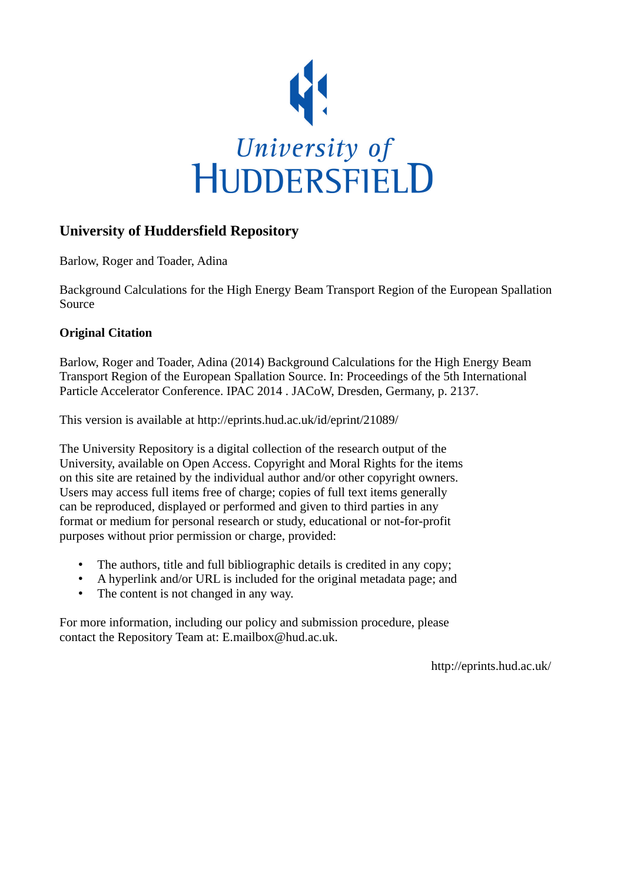University of
HUDDERSFIELD

# University of Huddersfield Repository

Barlow, Roger and Toader, Adina

Background Calculations for the High Energy Beam Transport Region of the European Spallation Source

## Original Citation

Barlow, Roger and Toader, Adina (2014) Background Calculations for the High Energy Beam Transport Region of the European Spallation Source. In: Proceedings of the 5th International Particle Accelerator Conference. IPAC 2014 . JACoW, Dresden, Germany, p. 2137.

This version is available at http://eprints.hud.ac.uk/id/eprint/21089/

The University Repository is a digital collection of the research output of the University, available on Open Access. Copyright and Moral Rights for the items on this site are retained by the individual author and/or other copyright owners. Users may access full items free of charge; copies of full text items generally can be reproduced, displayed or performed and given to third parties in any format or medium for personal research or study, educational or not-for-profit purposes without prior permission or charge, provided:

- The authors, title and full bibliographic details is credited in any copy;
- A hyperlink and/or URL is included for the original metadata page; and
- The content is not changed in any way.

For more information, including our policy and submission procedure, please contact the Repository Team at: E.mailbox@hud.ac.uk.

http://eprints.hud.ac.uk/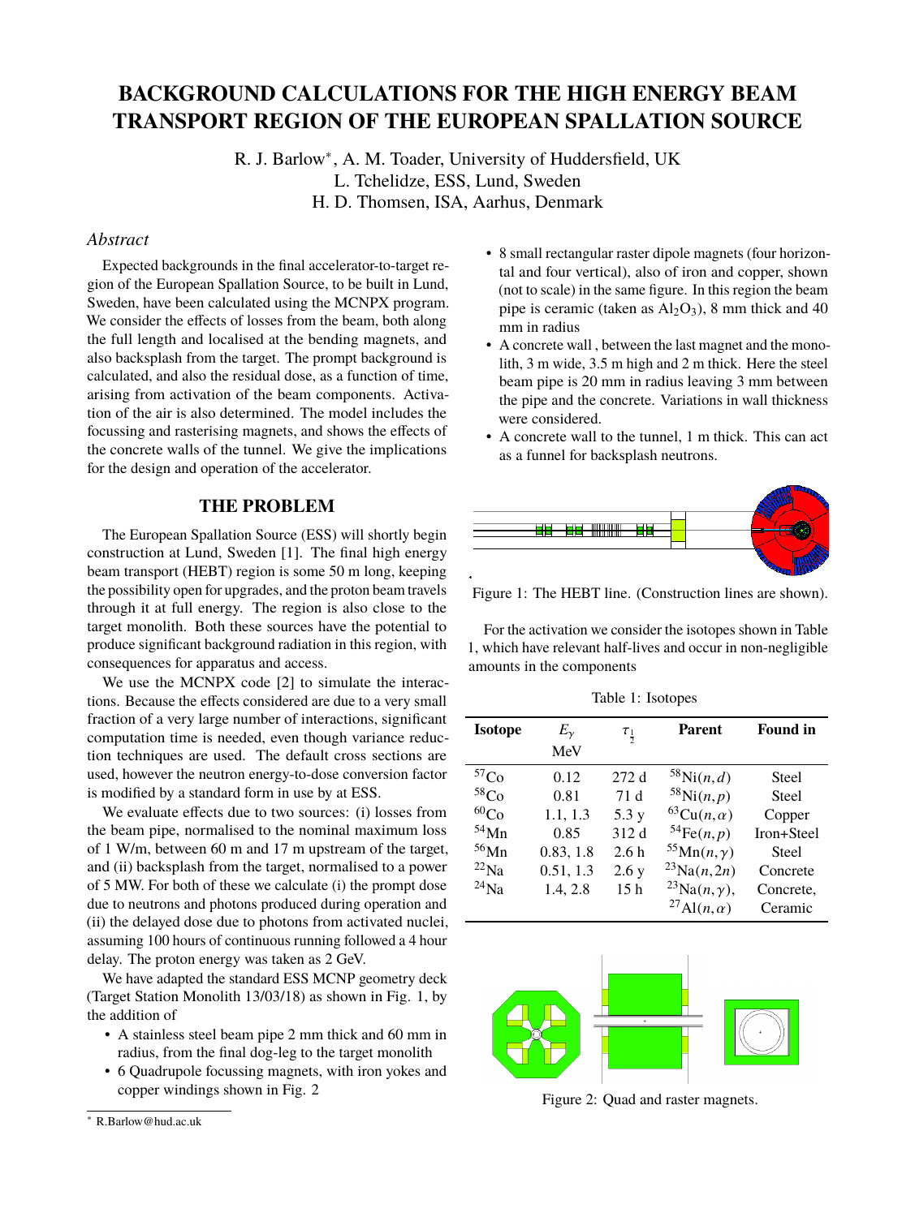# BACKGROUND CALCULATIONS FOR THE HIGH ENERGY BEAM TRANSPORT REGION OF THE EUROPEAN SPALLATION SOURCE

R. J. Barlow*, A. M. Toader, University of Huddersfield, UK
L. Tchelidze, ESS, Lund, Sweden
H. D. Thomsen, ISA, Aarhus, Denmark

## *Abstract*

Expected backgrounds in the final accelerator-to-target region of the European Spallation Source, to be built in Lund, Sweden, have been calculated using the MCNPX program. We consider the effects of losses from the beam, both along the full length and localised at the bending magnets, and also backsplash from the target. The prompt background is calculated, and also the residual dose, as a function of time, arising from activation of the beam components. Activation of the air is also determined. The model includes the focussing and rasterising magnets, and shows the effects of the concrete walls of the tunnel. We give the implications for the design and operation of the accelerator.

## THE PROBLEM

The European Spallation Source (ESS) will shortly begin construction at Lund, Sweden [1]. The final high energy beam transport (HEBT) region is some 50 m long, keeping the possibility open for upgrades, and the proton beam travels through it at full energy. The region is also close to the target monolith. Both these sources have the potential to produce significant background radiation in this region, with consequences for apparatus and access.

We use the MCNPX code [2] to simulate the interactions. Because the effects considered are due to a very small fraction of a very large number of interactions, significant computation time is needed, even though variance reduction techniques are used. The default cross sections are used, however the neutron energy-to-dose conversion factor is modified by a standard form in use by at ESS.

We evaluate effects due to two sources: (i) losses from the beam pipe, normalised to the nominal maximum loss of 1 W/m, between 60 m and 17 m upstream of the target, and (ii) backsplash from the target, normalised to a power of 5 MW. For both of these we calculate (i) the prompt dose due to neutrons and photons produced during operation and (ii) the delayed dose due to photons from activated nuclei, assuming 100 hours of continuous running followed a 4 hour delay. The proton energy was taken as 2 GeV.

We have adapted the standard ESS MCNP geometry deck (Target Station Monolith 13/03/18) as shown in Fig. 1, by the addition of

- A stainless steel beam pipe 2 mm thick and 60 mm in radius, from the final dog-leg to the target monolith
- 6 Quadrupole focussing magnets, with iron yokes and copper windings shown in Fig. 2
- 8 small rectangular raster dipole magnets (four horizontal and four vertical), also of iron and copper, shown (not to scale) in the same figure. In this region the beam pipe is ceramic (taken as $Al_2O_3$), 8 mm thick and 40 mm in radius
- A concrete wall , between the last magnet and the monolith, 3 m wide, 3.5 m high and 2 m thick. Here the steel beam pipe is 20 mm in radius leaving 3 mm between the pipe and the concrete. Variations in wall thickness were considered.
- A concrete wall to the tunnel, 1 m thick. This can act as a funnel for backsplash neutrons.

Figure 1: The HEBT line. (Construction lines are shown).

For the activation we consider the isotopes shown in Table 1, which have relevant half-lives and occur in non-negligible amounts in the components

Table 1: Isotopes

| Isotope | $E_\gamma$ MeV | $\tau_{\frac{1}{2}}$ | Parent | Found in |
|---|---|---|---|---|
| $^{57}$Co | 0.12 | 272 d | $^{58}$Ni$(n,d)$ | Steel |
| $^{58}$Co | 0.81 | 71 d | $^{58}$Ni$(n,p)$ | Steel |
| $^{60}$Co | 1.1, 1.3 | 5.3 y | $^{63}$Cu$(n,\alpha)$ | Copper |
| $^{54}$Mn | 0.85 | 312 d | $^{54}$Fe$(n,p)$ | Iron+Steel |
| $^{56}$Mn | 0.83, 1.8 | 2.6 h | $^{55}$Mn$(n,\gamma)$ | Steel |
| $^{22}$Na | 0.51, 1.3 | 2.6 y | $^{23}$Na$(n,2n)$ | Concrete |
| $^{24}$Na | 1.4, 2.8 | 15 h | $^{23}$Na$(n,\gamma)$, $^{27}$Al$(n,\alpha)$ | Concrete, Ceramic |

Figure 2: Quad and raster magnets.

* R.Barlow@hud.ac.uk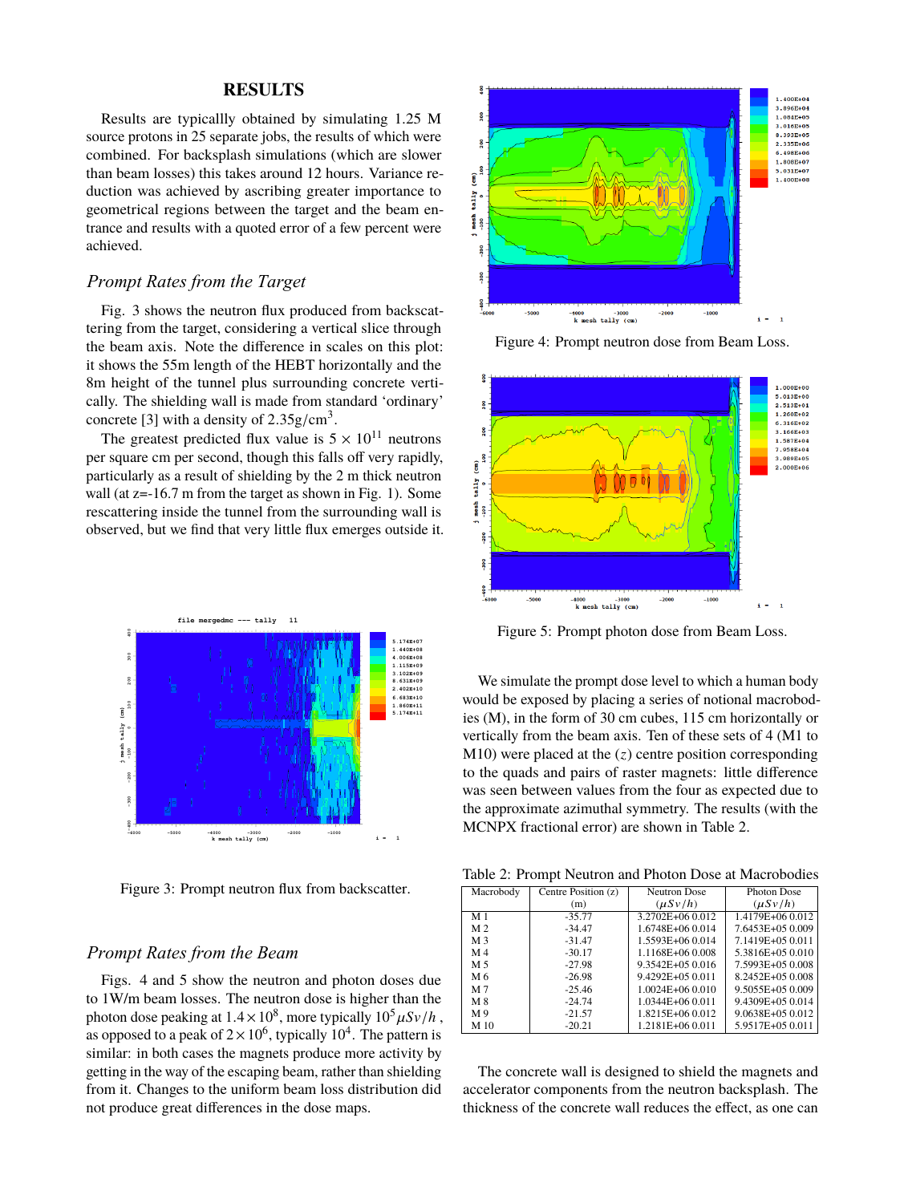## RESULTS

Results are typicallly obtained by simulating 1.25 M source protons in 25 separate jobs, the results of which were combined. For backsplash simulations (which are slower than beam losses) this takes around 12 hours. Variance reduction was achieved by ascribing greater importance to geometrical regions between the target and the beam entrance and results with a quoted error of a few percent were achieved.

### *Prompt Rates from the Target*

Fig. 3 shows the neutron flux produced from backscattering from the target, considering a vertical slice through the beam axis. Note the difference in scales on this plot: it shows the 55m length of the HEBT horizontally and the 8m height of the tunnel plus surrounding concrete vertically. The shielding wall is made from standard 'ordinary' concrete [3] with a density of 2.35g/cm$^3$.

The greatest predicted flux value is $5 \times 10^{11}$ neutrons per square cm per second, though this falls off very rapidly, particularly as a result of shielding by the 2 m thick neutron wall (at z=-16.7 m from the target as shown in Fig. 1). Some rescattering inside the tunnel from the surrounding wall is observed, but we find that very little flux emerges outside it.

Figure 3: Prompt neutron flux from backscatter.

### *Prompt Rates from the Beam*

Figs. 4 and 5 show the neutron and photon doses due to 1W/m beam losses. The neutron dose is higher than the photon dose peaking at $1.4 \times 10^8$, more typically $10^5 \mu Sv/h$, as opposed to a peak of $2 \times 10^6$, typically $10^4$. The pattern is similar: in both cases the magnets produce more activity by getting in the way of the escaping beam, rather than shielding from it. Changes to the uniform beam loss distribution did not produce great differences in the dose maps.

Figure 4: Prompt neutron dose from Beam Loss.

Figure 5: Prompt photon dose from Beam Loss.

We simulate the prompt dose level to which a human body would be exposed by placing a series of notional macrobodies (M), in the form of 30 cm cubes, 115 cm horizontally or vertically from the beam axis. Ten of these sets of 4 (M1 to M10) were placed at the ($z$) centre position corresponding to the quads and pairs of raster magnets: little difference was seen between values from the four as expected due to the approximate azimuthal symmetry. The results (with the MCNPX fractional error) are shown in Table 2.

Table 2: Prompt Neutron and Photon Dose at Macrobodies

| Macrobody | Centre Position ($z$) (m) | Neutron Dose ($\mu Sv/h$) | Photon Dose ($\mu Sv/h$) |
|---|---|---|---|
| M 1 | -35.77 | 3.2702E+06 0.012 | 1.4179E+06 0.012 |
| M 2 | -34.47 | 1.6748E+06 0.014 | 7.6453E+05 0.009 |
| M 3 | -31.47 | 1.5593E+06 0.014 | 7.1419E+05 0.011 |
| M 4 | -30.17 | 1.1168E+06 0.008 | 5.3816E+05 0.010 |
| M 5 | -27.98 | 9.3542E+05 0.016 | 7.5993E+05 0.008 |
| M 6 | -26.98 | 9.4292E+05 0.011 | 8.2452E+05 0.008 |
| M 7 | -25.46 | 1.0024E+06 0.010 | 9.5055E+05 0.009 |
| M 8 | -24.74 | 1.0344E+06 0.011 | 9.4309E+05 0.014 |
| M 9 | -21.57 | 1.8215E+06 0.012 | 9.0638E+05 0.012 |
| M 10 | -20.21 | 1.2181E+06 0.011 | 5.9517E+05 0.011 |

The concrete wall is designed to shield the magnets and accelerator components from the neutron backsplash. The thickness of the concrete wall reduces the effect, as one can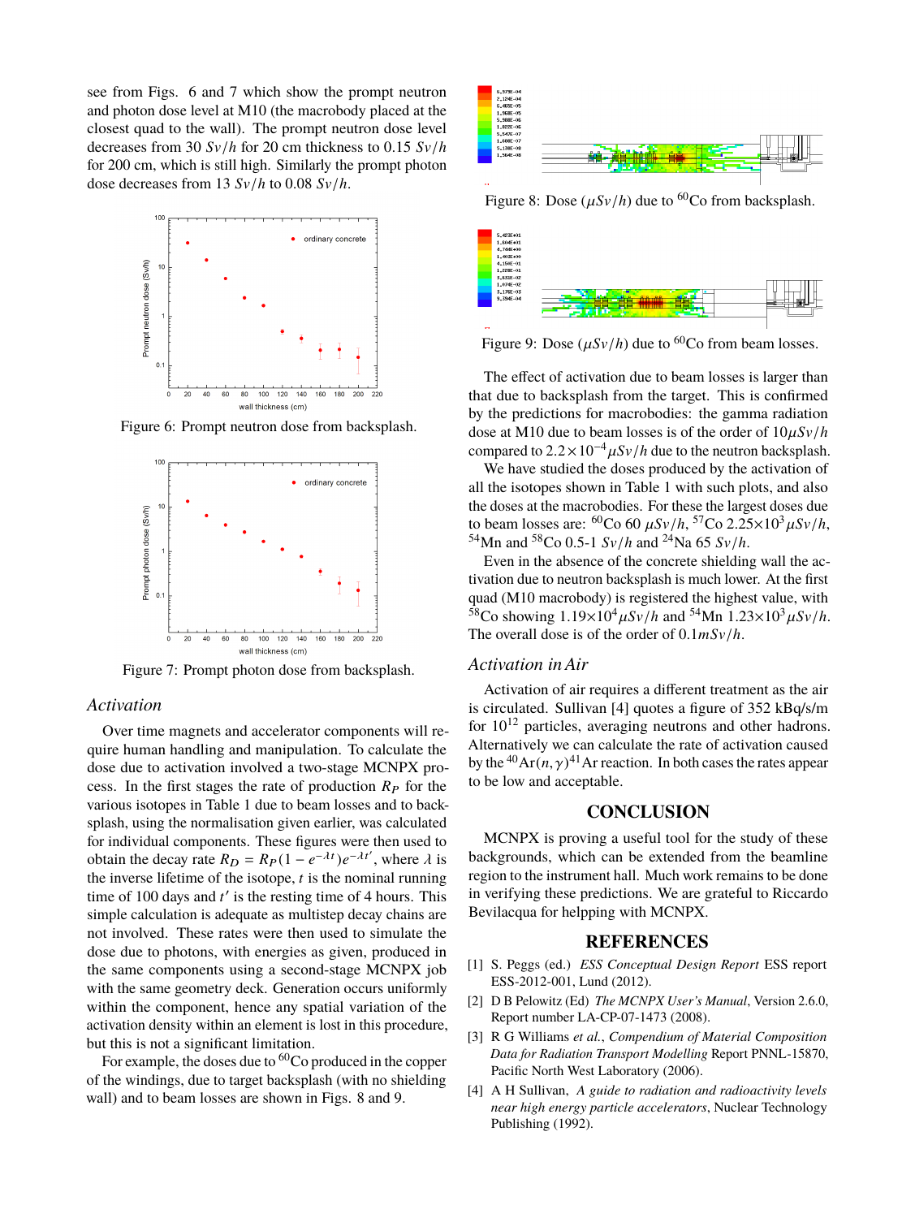see from Figs. 6 and 7 which show the prompt neutron and photon dose level at M10 (the macrobody placed at the closest quad to the wall). The prompt neutron dose level decreases from 30 $Sv/h$ for 20 cm thickness to 0.15 $Sv/h$ for 200 cm, which is still high. Similarly the prompt photon dose decreases from 13 $Sv/h$ to 0.08 $Sv/h$.

ordinary concrete
Prompt neutron dose (Sv/h)
wall thickness (cm)
100
10
1
0.1
0 20 40 60 80 100 120 140 160 180 200 220

Figure 6: Prompt neutron dose from backsplash.

ordinary concrete
Prompt photon dose (Sv/h)
wall thickness (cm)
100
10
1
0.1
0 20 40 60 80 100 120 140 160 180 200 220

Figure 7: Prompt photon dose from backsplash.

## Activation

Over time magnets and accelerator components will require human handling and manipulation. To calculate the dose due to activation involved a two-stage MCNPX process. In the first stages the rate of production $R_P$ for the various isotopes in Table 1 due to beam losses and to backsplash, using the normalisation given earlier, was calculated for individual components. These figures were then used to obtain the decay rate $R_D = R_P(1 - e^{-\lambda t})e^{-\lambda t'}$, where $\lambda$ is the inverse lifetime of the isotope, $t$ is the nominal running time of 100 days and $t'$ is the resting time of 4 hours. This simple calculation is adequate as multistep decay chains are not involved. These rates were then used to simulate the dose due to photons, with energies as given, produced in the same components using a second-stage MCNPX job with the same geometry deck. Generation occurs uniformly within the component, hence any spatial variation of the activation density within an element is lost in this procedure, but this is not a significant limitation.

For example, the doses due to $^{60}$Co produced in the copper of the windings, due to target backsplash (with no shielding wall) and to beam losses are shown in Figs. 8 and 9.

5.573E-04
2.124E-04
6.469E-05
1.968E-05
5.988E-06
1.822E-06
5.547E-07
1.688E-07
5.138E-08
1.564E-08

Figure 8: Dose ($\mu Sv/h$) due to $^{60}$Co from backsplash.

5.423E+01
1.604E+01
4.744E+00
1.403E+00
4.150E-01
1.228E-01
3.631E-02
1.074E-02
3.178E-03
9.394E-04

Figure 9: Dose ($\mu Sv/h$) due to $^{60}$Co from beam losses.

The effect of activation due to beam losses is larger than that due to backsplash from the target. This is confirmed by the predictions for macrobodies: the gamma radiation dose at M10 due to beam losses is of the order of $10\mu Sv/h$ compared to $2.2\times10^{-4}\mu Sv/h$ due to the neutron backsplash.

We have studied the doses produced by the activation of all the isotopes shown in Table 1 with such plots, and also the doses at the macrobodies. For these the largest doses due to beam losses are: $^{60}$Co 60 $\mu Sv/h$, $^{57}$Co $2.25\times10^{3}\mu Sv/h$, $^{54}$Mn and $^{58}$Co 0.5-1 $Sv/h$ and $^{24}$Na 65 $Sv/h$.

Even in the absence of the concrete shielding wall the activation due to neutron backsplash is much lower. At the first quad (M10 macrobody) is registered the highest value, with $^{58}$Co showing $1.19\times10^{4}\mu Sv/h$ and $^{54}$Mn $1.23\times10^{3}\mu Sv/h$. The overall dose is of the order of $0.1mSv/h$.

## Activation in Air

Activation of air requires a different treatment as the air is circulated. Sullivan [4] quotes a figure of 352 kBq/s/m for $10^{12}$ particles, averaging neutrons and other hadrons. Alternatively we can calculate the rate of activation caused by the $^{40}Ar(n,\gamma)^{41}Ar$ reaction. In both cases the rates appear to be low and acceptable.

## CONCLUSION

MCNPX is proving a useful tool for the study of these backgrounds, which can be extended from the beamline region to the instrument hall. Much work remains to be done in verifying these predictions. We are grateful to Riccardo Bevilacqua for helping with MCNPX.

## REFERENCES

[1] S. Peggs (ed.) *ESS Conceptual Design Report* ESS report ESS-2012-001, Lund (2012).

[2] D B Pelowitz (Ed) *The MCNPX User's Manual*, Version 2.6.0, Report number LA-CP-07-1473 (2008).

[3] R G Williams *et al.*, *Compendium of Material Composition Data for Radiation Transport Modelling* Report PNNL-15870, Pacific North West Laboratory (2006).

[4] A H Sullivan, *A guide to radiation and radioactivity levels near high energy particle accelerators*, Nuclear Technology Publishing (1992).